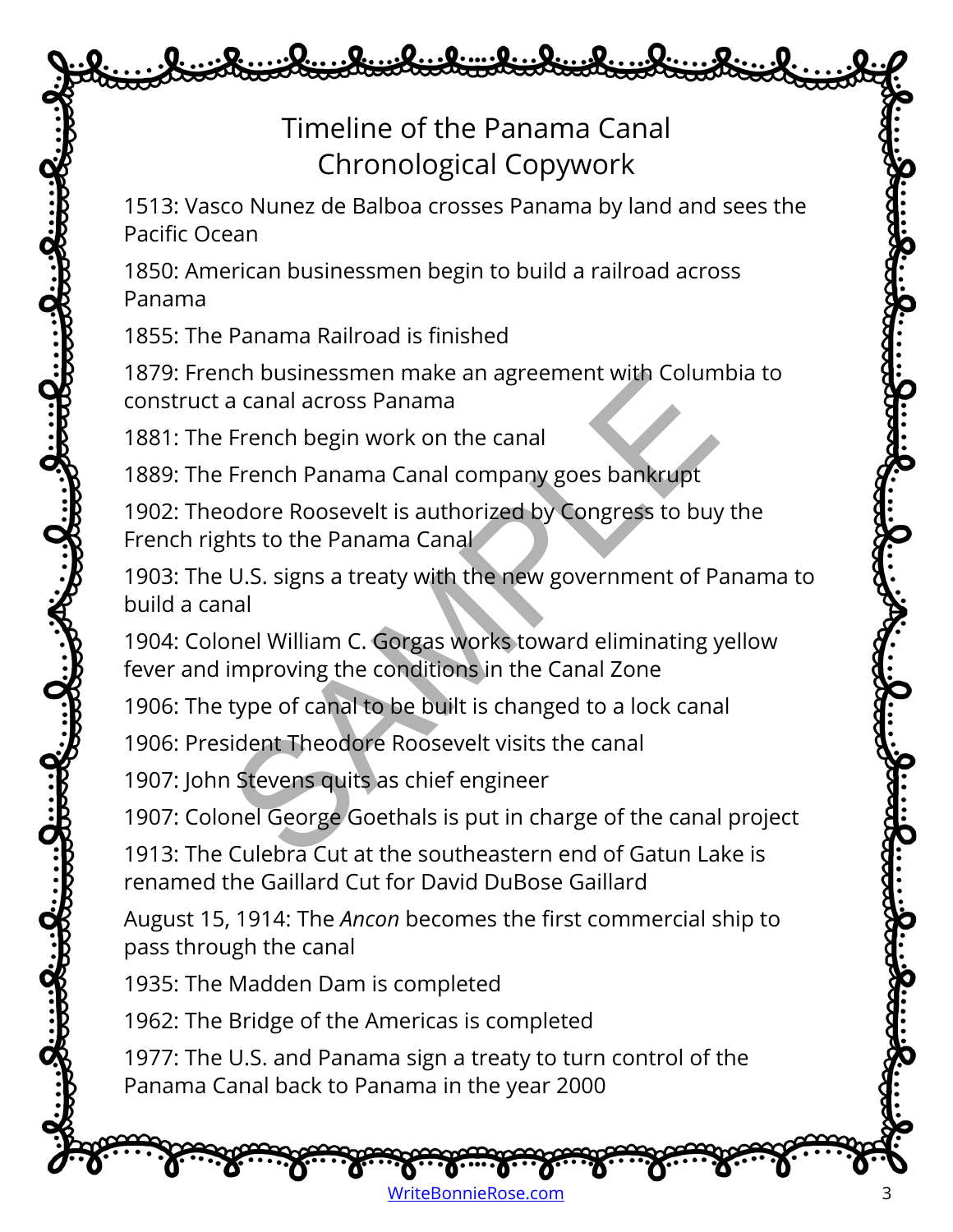# Timeline of the Panama Canal
## Chronological Copywork

1513: Vasco Nunez de Balboa crosses Panama by land and sees the Pacific Ocean

1850: American businessmen begin to build a railroad across Panama

1855: The Panama Railroad is finished

1879: French businessmen make an agreement with Columbia to construct a canal across Panama

1881: The French begin work on the canal

1889: The French Panama Canal company goes bankrupt

1902: Theodore Roosevelt is authorized by Congress to buy the French rights to the Panama Canal

1903: The U.S. signs a treaty with the new government of Panama to build a canal

1904: Colonel William C. Gorgas works toward eliminating yellow fever and improving the conditions in the Canal Zone

1906: The type of canal to be built is changed to a lock canal

1906: President Theodore Roosevelt visits the canal

1907: John Stevens quits as chief engineer

1907: Colonel George Goethals is put in charge of the canal project

1913: The Culebra Cut at the southeastern end of Gatun Lake is renamed the Gaillard Cut for David DuBose Gaillard

August 15, 1914: The *Ancon* becomes the first commercial ship to pass through the canal

1935: The Madden Dam is completed

1962: The Bridge of the Americas is completed

1977: The U.S. and Panama sign a treaty to turn control of the Panama Canal back to Panama in the year 2000

SAMPLE

WriteBonnieRose.com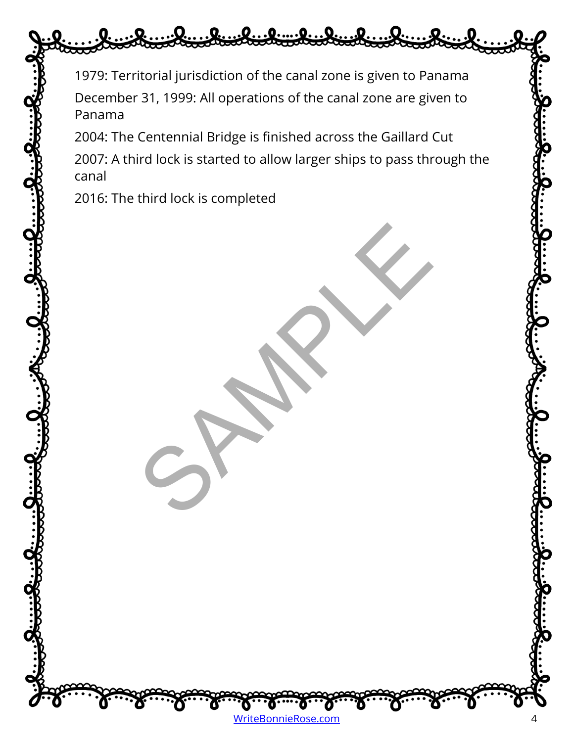1979: Territorial jurisdiction of the canal zone is given to Panama

December 31, 1999: All operations of the canal zone are given to Panama

2004: The Centennial Bridge is finished across the Gaillard Cut

2007: A third lock is started to allow larger ships to pass through the canal

2016: The third lock is completed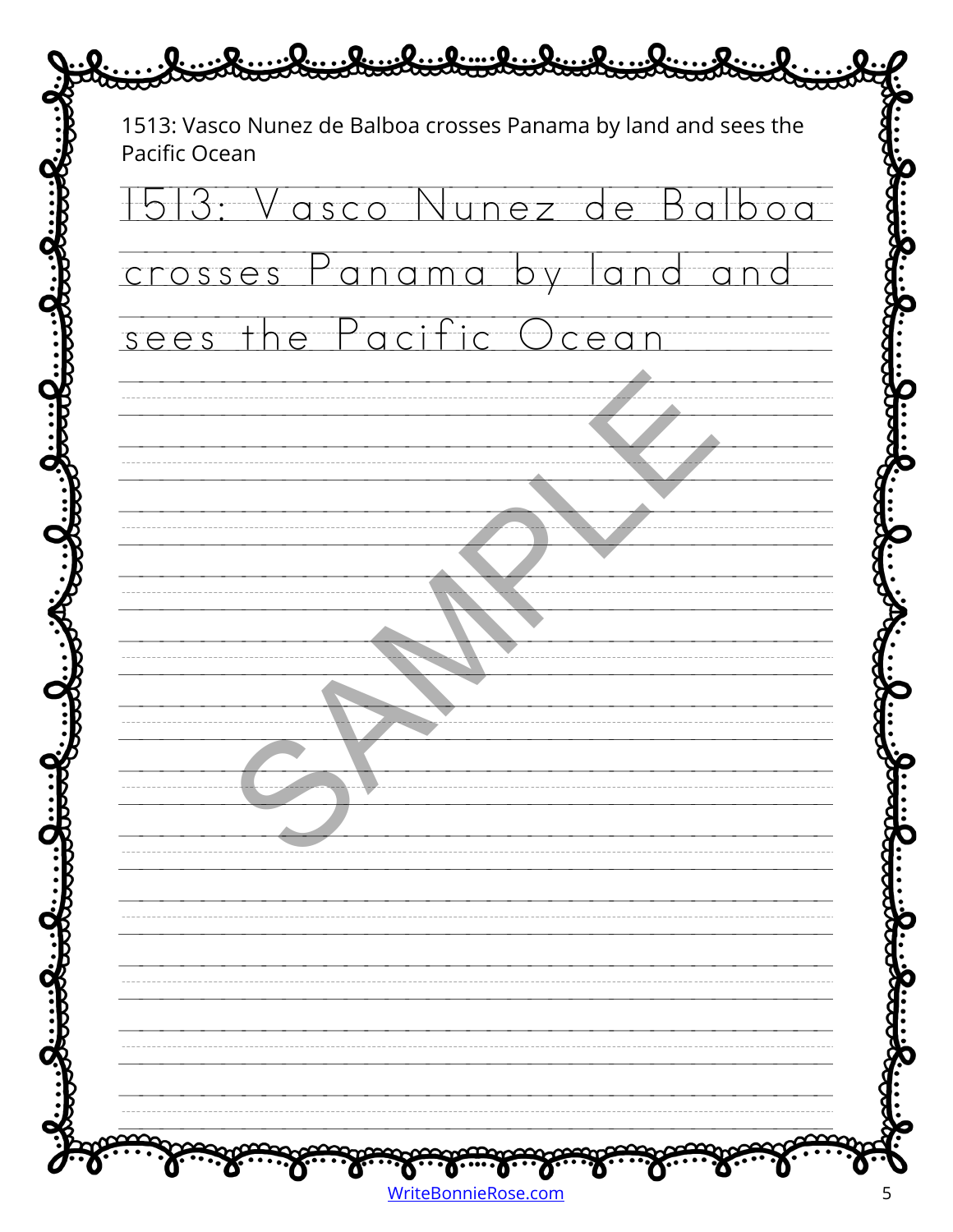1513: Vasco Nunez de Balboa crosses Panama by land and sees the Pacific Ocean

1513: Vasco Nunez de Balboa crosses Panama by land and sees the Pacific Ocean

SAMPLE

WriteBonnieRose.com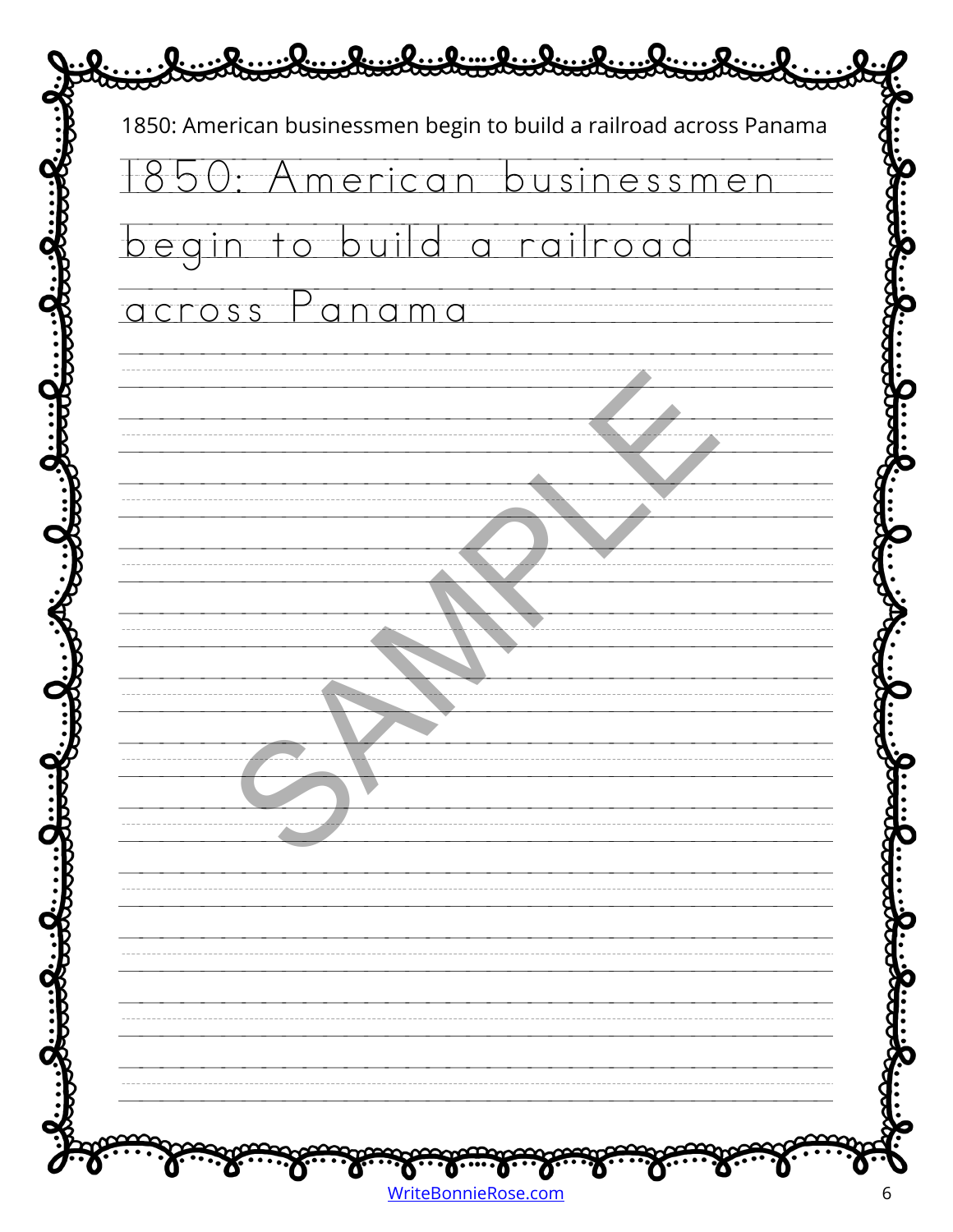1850: American businessmen begin to build a railroad across Panama

1850: American businessmen begin to build a railroad across Panama

SAMPLE

WriteBonnieRose.com